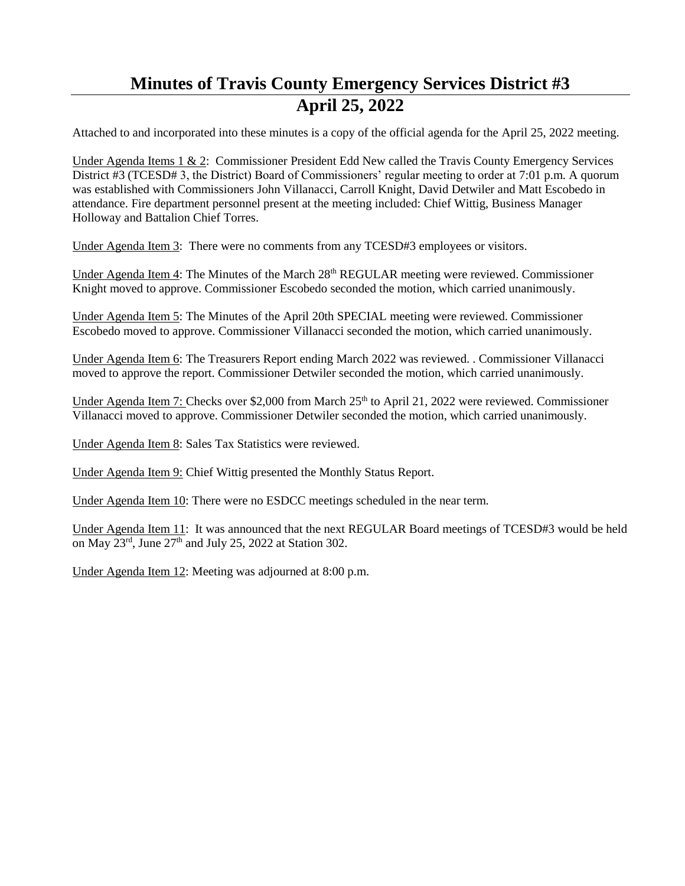# Minutes of Travis County Emergency Services District #3
# April 25, 2022

Attached to and incorporated into these minutes is a copy of the official agenda for the April 25, 2022 meeting.

Under Agenda Items 1 & 2: Commissioner President Edd New called the Travis County Emergency Services District #3 (TCESD# 3, the District) Board of Commissioners' regular meeting to order at 7:01 p.m. A quorum was established with Commissioners John Villanacci, Carroll Knight, David Detwiler and Matt Escobedo in attendance. Fire department personnel present at the meeting included: Chief Wittig, Business Manager Holloway and Battalion Chief Torres.

Under Agenda Item 3: There were no comments from any TCESD#3 employees or visitors.

Under Agenda Item 4: The Minutes of the March 28th REGULAR meeting were reviewed. Commissioner Knight moved to approve. Commissioner Escobedo seconded the motion, which carried unanimously.

Under Agenda Item 5: The Minutes of the April 20th SPECIAL meeting were reviewed. Commissioner Escobedo moved to approve. Commissioner Villanacci seconded the motion, which carried unanimously.

Under Agenda Item 6: The Treasurers Report ending March 2022 was reviewed. . Commissioner Villanacci moved to approve the report. Commissioner Detwiler seconded the motion, which carried unanimously.

Under Agenda Item 7: Checks over $2,000 from March 25th to April 21, 2022 were reviewed. Commissioner Villanacci moved to approve. Commissioner Detwiler seconded the motion, which carried unanimously.

Under Agenda Item 8: Sales Tax Statistics were reviewed.

Under Agenda Item 9: Chief Wittig presented the Monthly Status Report.

Under Agenda Item 10: There were no ESDCC meetings scheduled in the near term.

Under Agenda Item 11: It was announced that the next REGULAR Board meetings of TCESD#3 would be held on May 23rd, June 27th and July 25, 2022 at Station 302.

Under Agenda Item 12: Meeting was adjourned at 8:00 p.m.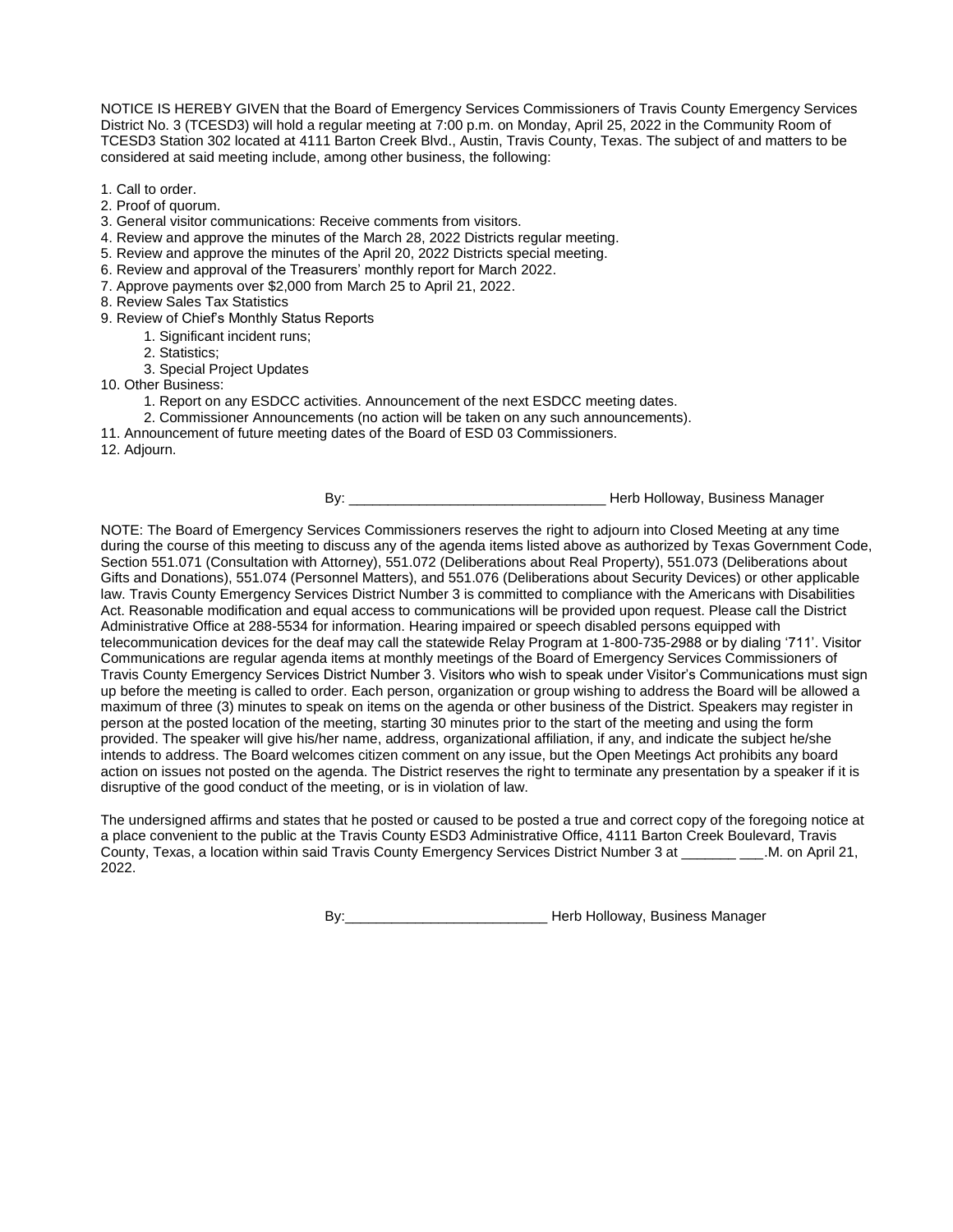NOTICE IS HEREBY GIVEN that the Board of Emergency Services Commissioners of Travis County Emergency Services District No. 3 (TCESD3) will hold a regular meeting at 7:00 p.m. on Monday, April 25, 2022 in the Community Room of TCESD3 Station 302 located at 4111 Barton Creek Blvd., Austin, Travis County, Texas. The subject of and matters to be considered at said meeting include, among other business, the following:

1. Call to order.
2. Proof of quorum.
3. General visitor communications: Receive comments from visitors.
4. Review and approve the minutes of the March 28, 2022 Districts regular meeting.
5. Review and approve the minutes of the April 20, 2022 Districts special meeting.
6. Review and approval of the Treasurers' monthly report for March 2022.
7. Approve payments over $2,000 from March 25 to April 21, 2022.
8. Review Sales Tax Statistics
9. Review of Chief's Monthly Status Reports
    1. Significant incident runs;
    2. Statistics;
    3. Special Project Updates
10. Other Business:
    1. Report on any ESDCC activities. Announcement of the next ESDCC meeting dates.
    2. Commissioner Announcements (no action will be taken on any such announcements).
11. Announcement of future meeting dates of the Board of ESD 03 Commissioners.
12. Adjourn.

By: _________________________________ Herb Holloway, Business Manager

NOTE: The Board of Emergency Services Commissioners reserves the right to adjourn into Closed Meeting at any time during the course of this meeting to discuss any of the agenda items listed above as authorized by Texas Government Code, Section 551.071 (Consultation with Attorney), 551.072 (Deliberations about Real Property), 551.073 (Deliberations about Gifts and Donations), 551.074 (Personnel Matters), and 551.076 (Deliberations about Security Devices) or other applicable law. Travis County Emergency Services District Number 3 is committed to compliance with the Americans with Disabilities Act. Reasonable modification and equal access to communications will be provided upon request. Please call the District Administrative Office at 288-5534 for information. Hearing impaired or speech disabled persons equipped with telecommunication devices for the deaf may call the statewide Relay Program at 1-800-735-2988 or by dialing '711'. Visitor Communications are regular agenda items at monthly meetings of the Board of Emergency Services Commissioners of Travis County Emergency Services District Number 3. Visitors who wish to speak under Visitor's Communications must sign up before the meeting is called to order. Each person, organization or group wishing to address the Board will be allowed a maximum of three (3) minutes to speak on items on the agenda or other business of the District. Speakers may register in person at the posted location of the meeting, starting 30 minutes prior to the start of the meeting and using the form provided. The speaker will give his/her name, address, organizational affiliation, if any, and indicate the subject he/she intends to address. The Board welcomes citizen comment on any issue, but the Open Meetings Act prohibits any board action on issues not posted on the agenda. The District reserves the right to terminate any presentation by a speaker if it is disruptive of the good conduct of the meeting, or is in violation of law.

The undersigned affirms and states that he posted or caused to be posted a true and correct copy of the foregoing notice at a place convenient to the public at the Travis County ESD3 Administrative Office, 4111 Barton Creek Boulevard, Travis County, Texas, a location within said Travis County Emergency Services District Number 3 at _______ ___.M. on April 21, 2022.

By:_________________________ Herb Holloway, Business Manager